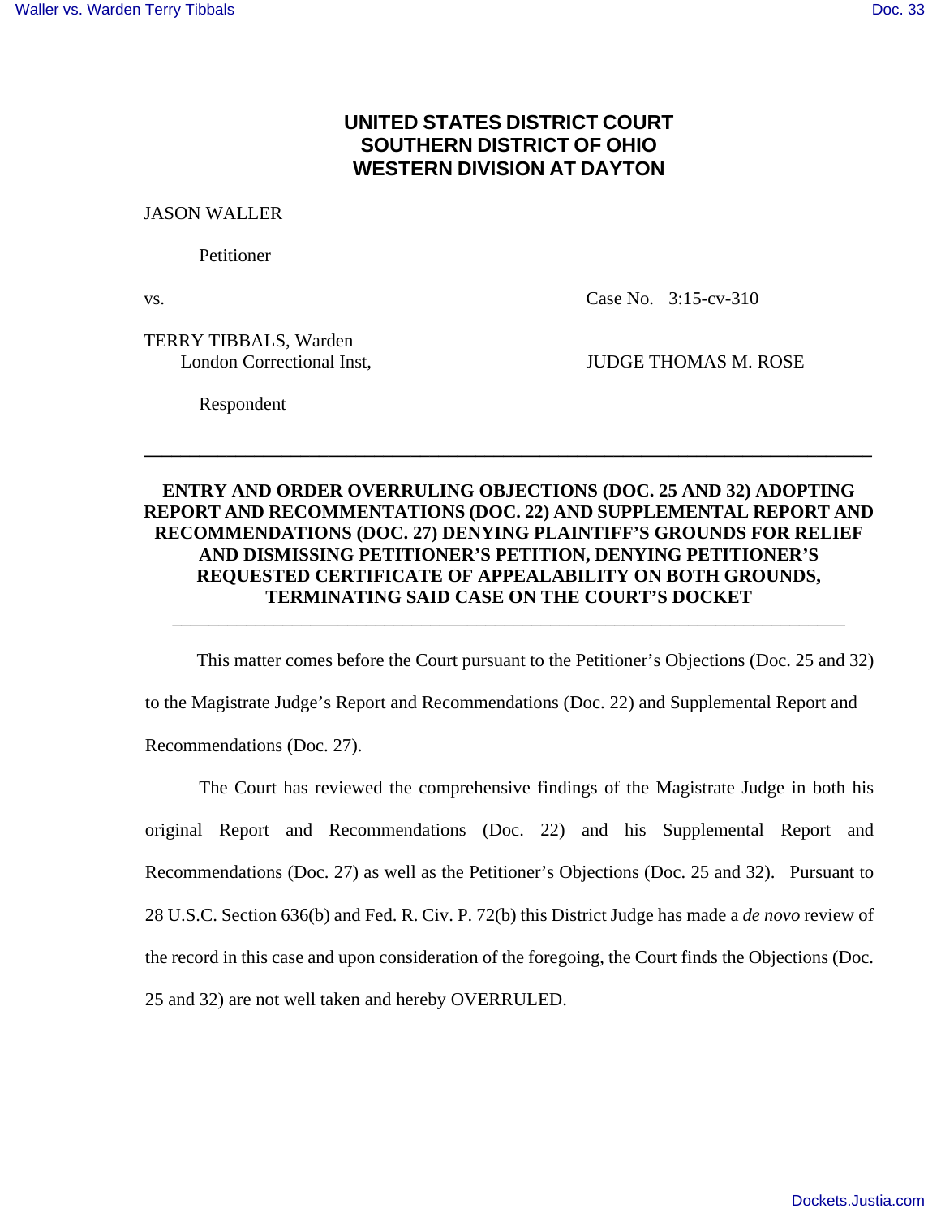# UNITED STATES DISTRICT COURT
# SOUTHERN DISTRICT OF OHIO
# WESTERN DIVISION AT DAYTON

JASON WALLER

Petitioner

vs. Case No. 3:15-cv-310

TERRY TIBBALS, Warden
London Correctional Inst, JUDGE THOMAS M. ROSE

Respondent

---

**ENTRY AND ORDER OVERRULING OBJECTIONS (DOC. 25 AND 32) ADOPTING REPORT AND RECOMMENTATIONS (DOC. 22) AND SUPPLEMENTAL REPORT AND RECOMMENDATIONS (DOC. 27) DENYING PLAINTIFF'S GROUNDS FOR RELIEF AND DISMISSING PETITIONER'S PETITION, DENYING PETITIONER'S REQUESTED CERTIFICATE OF APPEALABILITY ON BOTH GROUNDS, TERMINATING SAID CASE ON THE COURT'S DOCKET**

---

This matter comes before the Court pursuant to the Petitioner's Objections (Doc. 25 and 32) to the Magistrate Judge's Report and Recommendations (Doc. 22) and Supplemental Report and Recommendations (Doc. 27).

The Court has reviewed the comprehensive findings of the Magistrate Judge in both his original Report and Recommendations (Doc. 22) and his Supplemental Report and Recommendations (Doc. 27) as well as the Petitioner's Objections (Doc. 25 and 32). Pursuant to 28 U.S.C. Section 636(b) and Fed. R. Civ. P. 72(b) this District Judge has made a *de novo* review of the record in this case and upon consideration of the foregoing, the Court finds the Objections (Doc. 25 and 32) are not well taken and hereby OVERRULED.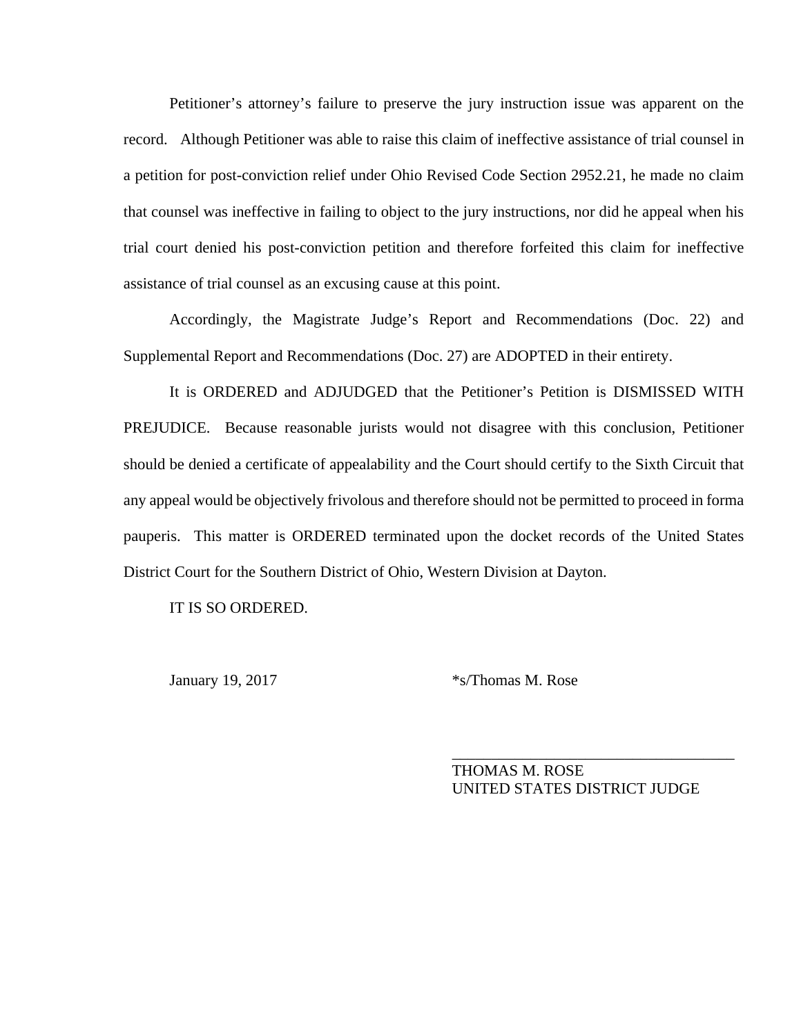Petitioner's attorney's failure to preserve the jury instruction issue was apparent on the record. Although Petitioner was able to raise this claim of ineffective assistance of trial counsel in a petition for post-conviction relief under Ohio Revised Code Section 2952.21, he made no claim that counsel was ineffective in failing to object to the jury instructions, nor did he appeal when his trial court denied his post-conviction petition and therefore forfeited this claim for ineffective assistance of trial counsel as an excusing cause at this point.

Accordingly, the Magistrate Judge's Report and Recommendations (Doc. 22) and Supplemental Report and Recommendations (Doc. 27) are ADOPTED in their entirety.

It is ORDERED and ADJUDGED that the Petitioner's Petition is DISMISSED WITH PREJUDICE. Because reasonable jurists would not disagree with this conclusion, Petitioner should be denied a certificate of appealability and the Court should certify to the Sixth Circuit that any appeal would be objectively frivolous and therefore should not be permitted to proceed in forma pauperis. This matter is ORDERED terminated upon the docket records of the United States District Court for the Southern District of Ohio, Western Division at Dayton.

IT IS SO ORDERED.

January 19, 2017 *s/Thomas M. Rose

_____________________________________

THOMAS M. ROSE
UNITED STATES DISTRICT JUDGE